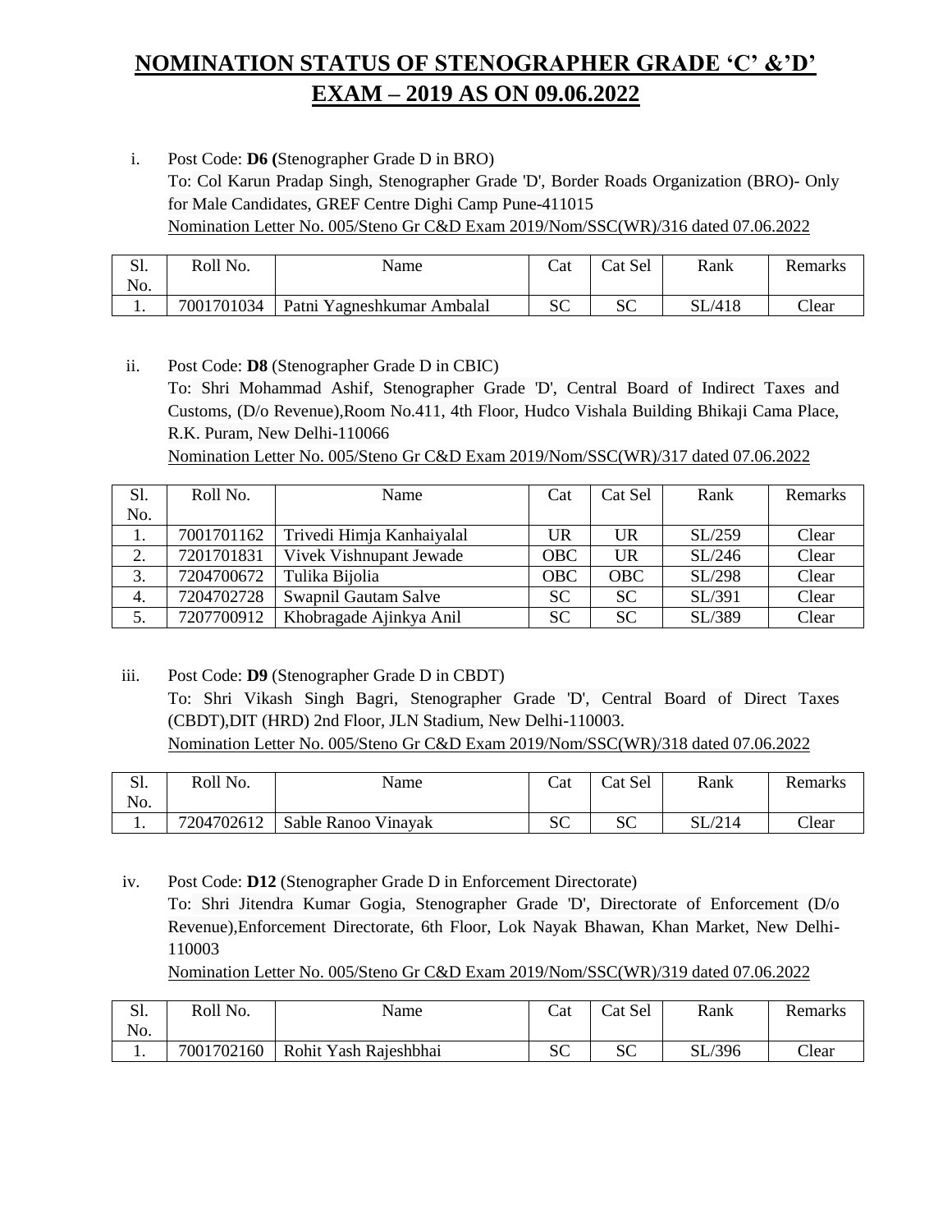# NOMINATION STATUS OF STENOGRAPHER GRADE 'C' &'D' EXAM – 2019 AS ON 09.06.2022

i. Post Code: **D6 (**Stenographer Grade D in BRO)
To: Col Karun Pradap Singh, Stenographer Grade 'D', Border Roads Organization (BRO)- Only for Male Candidates, GREF Centre Dighi Camp Pune-411015
Nomination Letter No. 005/Steno Gr C&D Exam 2019/Nom/SSC(WR)/316 dated 07.06.2022

| Sl. No. | Roll No. | Name | Cat | Cat Sel | Rank | Remarks |
|---|---|---|---|---|---|---|
| 1. | 7001701034 | Patni Yagneshkumar Ambalal | SC | SC | SL/418 | Clear |

ii. Post Code: **D8** (Stenographer Grade D in CBIC)
To: Shri Mohammad Ashif, Stenographer Grade 'D', Central Board of Indirect Taxes and Customs, (D/o Revenue),Room No.411, 4th Floor, Hudco Vishala Building Bhikaji Cama Place, R.K. Puram, New Delhi-110066
Nomination Letter No. 005/Steno Gr C&D Exam 2019/Nom/SSC(WR)/317 dated 07.06.2022

| Sl. No. | Roll No. | Name | Cat | Cat Sel | Rank | Remarks |
|---|---|---|---|---|---|---|
| 1. | 7001701162 | Trivedi Himja Kanhaiyalal | UR | UR | SL/259 | Clear |
| 2. | 7201701831 | Vivek Vishnupant Jewade | OBC | UR | SL/246 | Clear |
| 3. | 7204700672 | Tulika Bijolia | OBC | OBC | SL/298 | Clear |
| 4. | 7204702728 | Swapnil Gautam Salve | SC | SC | SL/391 | Clear |
| 5. | 7207700912 | Khobragade Ajinkya Anil | SC | SC | SL/389 | Clear |

iii. Post Code: **D9** (Stenographer Grade D in CBDT)
To: Shri Vikash Singh Bagri, Stenographer Grade 'D', Central Board of Direct Taxes (CBDT),DIT (HRD) 2nd Floor, JLN Stadium, New Delhi-110003.
Nomination Letter No. 005/Steno Gr C&D Exam 2019/Nom/SSC(WR)/318 dated 07.06.2022

| Sl. No. | Roll No. | Name | Cat | Cat Sel | Rank | Remarks |
|---|---|---|---|---|---|---|
| 1. | 7204702612 | Sable Ranoo Vinayak | SC | SC | SL/214 | Clear |

iv. Post Code: **D12** (Stenographer Grade D in Enforcement Directorate)
To: Shri Jitendra Kumar Gogia, Stenographer Grade 'D', Directorate of Enforcement (D/o Revenue),Enforcement Directorate, 6th Floor, Lok Nayak Bhawan, Khan Market, New Delhi-110003
Nomination Letter No. 005/Steno Gr C&D Exam 2019/Nom/SSC(WR)/319 dated 07.06.2022

| Sl. No. | Roll No. | Name | Cat | Cat Sel | Rank | Remarks |
|---|---|---|---|---|---|---|
| 1. | 7001702160 | Rohit Yash Rajeshbhai | SC | SC | SL/396 | Clear |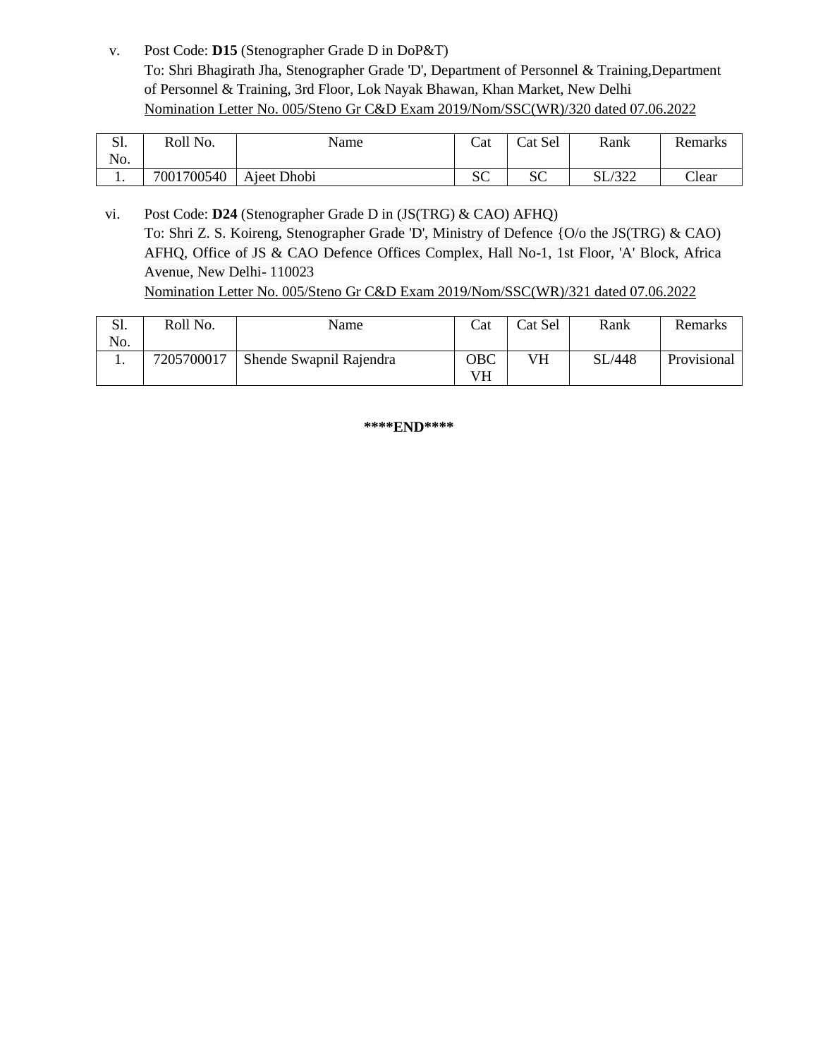v. Post Code: **D15** (Stenographer Grade D in DoP&T)
To: Shri Bhagirath Jha, Stenographer Grade 'D', Department of Personnel & Training,Department of Personnel & Training, 3rd Floor, Lok Nayak Bhawan, Khan Market, New Delhi
<u>Nomination Letter No. 005/Steno Gr C&D Exam 2019/Nom/SSC(WR)/320 dated 07.06.2022</u>

| Sl. No. | Roll No. | Name | Cat | Cat Sel | Rank | Remarks |
|---|---|---|---|---|---|---|
| 1. | 7001700540 | Ajeet Dhobi | SC | SC | SL/322 | Clear |

vi. Post Code: **D24** (Stenographer Grade D in (JS(TRG) & CAO) AFHQ)
To: Shri Z. S. Koireng, Stenographer Grade 'D', Ministry of Defence {O/o the JS(TRG) & CAO) AFHQ, Office of JS & CAO Defence Offices Complex, Hall No-1, 1st Floor, 'A' Block, Africa Avenue, New Delhi- 110023
<u>Nomination Letter No. 005/Steno Gr C&D Exam 2019/Nom/SSC(WR)/321 dated 07.06.2022</u>

| Sl. No. | Roll No. | Name | Cat | Cat Sel | Rank | Remarks |
|---|---|---|---|---|---|---|
| 1. | 7205700017 | Shende Swapnil Rajendra | OBC VH | VH | SL/448 | Provisional |

**\*\*\*\*END\*\*\*\***